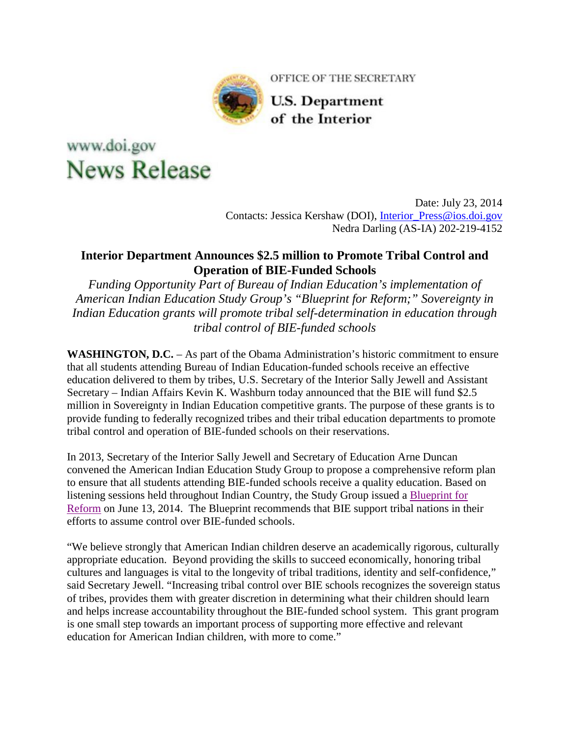OFFICE OF THE SECRETARY

U.S. Department of the Interior

www.doi.gov

# News Release

Date: July 23, 2014
Contacts: Jessica Kershaw (DOI), Interior_Press@ios.doi.gov
Nedra Darling (AS-IA) 202-219-4152

## Interior Department Announces $2.5 million to Promote Tribal Control and Operation of BIE-Funded Schools

*Funding Opportunity Part of Bureau of Indian Education's implementation of American Indian Education Study Group's "Blueprint for Reform;" Sovereignty in Indian Education grants will promote tribal self-determination in education through tribal control of BIE-funded schools*

**WASHINGTON, D.C.** – As part of the Obama Administration's historic commitment to ensure that all students attending Bureau of Indian Education-funded schools receive an effective education delivered to them by tribes, U.S. Secretary of the Interior Sally Jewell and Assistant Secretary – Indian Affairs Kevin K. Washburn today announced that the BIE will fund $2.5 million in Sovereignty in Indian Education competitive grants. The purpose of these grants is to provide funding to federally recognized tribes and their tribal education departments to promote tribal control and operation of BIE-funded schools on their reservations.

In 2013, Secretary of the Interior Sally Jewell and Secretary of Education Arne Duncan convened the American Indian Education Study Group to propose a comprehensive reform plan to ensure that all students attending BIE-funded schools receive a quality education. Based on listening sessions held throughout Indian Country, the Study Group issued a Blueprint for Reform on June 13, 2014. The Blueprint recommends that BIE support tribal nations in their efforts to assume control over BIE-funded schools.

"We believe strongly that American Indian children deserve an academically rigorous, culturally appropriate education. Beyond providing the skills to succeed economically, honoring tribal cultures and languages is vital to the longevity of tribal traditions, identity and self-confidence," said Secretary Jewell. "Increasing tribal control over BIE schools recognizes the sovereign status of tribes, provides them with greater discretion in determining what their children should learn and helps increase accountability throughout the BIE-funded school system. This grant program is one small step towards an important process of supporting more effective and relevant education for American Indian children, with more to come."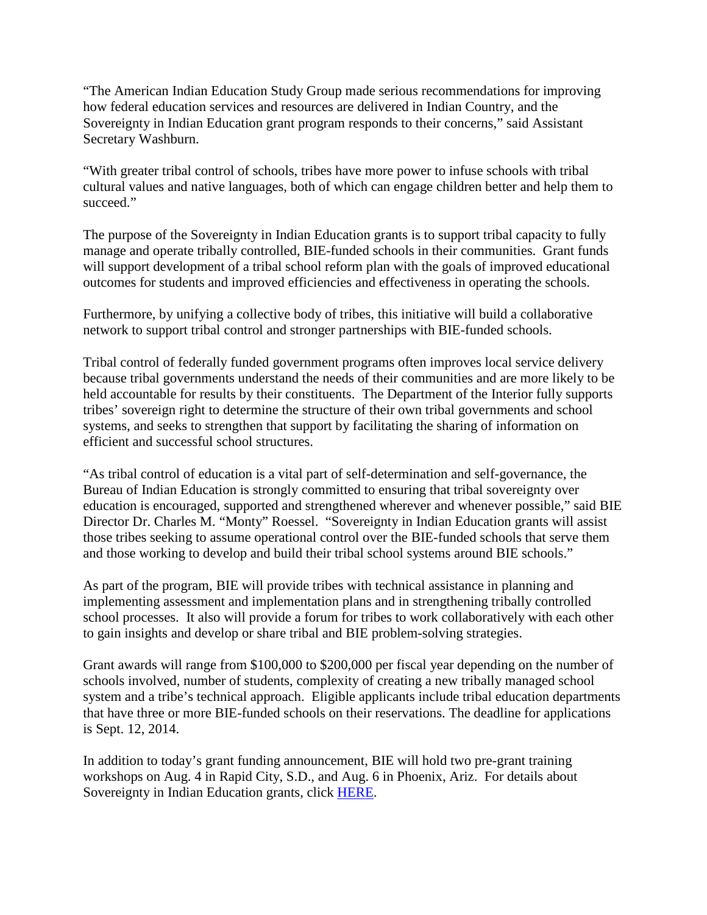"The American Indian Education Study Group made serious recommendations for improving how federal education services and resources are delivered in Indian Country, and the Sovereignty in Indian Education grant program responds to their concerns," said Assistant Secretary Washburn.

"With greater tribal control of schools, tribes have more power to infuse schools with tribal cultural values and native languages, both of which can engage children better and help them to succeed."

The purpose of the Sovereignty in Indian Education grants is to support tribal capacity to fully manage and operate tribally controlled, BIE-funded schools in their communities. Grant funds will support development of a tribal school reform plan with the goals of improved educational outcomes for students and improved efficiencies and effectiveness in operating the schools.

Furthermore, by unifying a collective body of tribes, this initiative will build a collaborative network to support tribal control and stronger partnerships with BIE-funded schools.

Tribal control of federally funded government programs often improves local service delivery because tribal governments understand the needs of their communities and are more likely to be held accountable for results by their constituents. The Department of the Interior fully supports tribes' sovereign right to determine the structure of their own tribal governments and school systems, and seeks to strengthen that support by facilitating the sharing of information on efficient and successful school structures.

"As tribal control of education is a vital part of self-determination and self-governance, the Bureau of Indian Education is strongly committed to ensuring that tribal sovereignty over education is encouraged, supported and strengthened wherever and whenever possible," said BIE Director Dr. Charles M. "Monty" Roessel. "Sovereignty in Indian Education grants will assist those tribes seeking to assume operational control over the BIE-funded schools that serve them and those working to develop and build their tribal school systems around BIE schools."

As part of the program, BIE will provide tribes with technical assistance in planning and implementing assessment and implementation plans and in strengthening tribally controlled school processes. It also will provide a forum for tribes to work collaboratively with each other to gain insights and develop or share tribal and BIE problem-solving strategies.

Grant awards will range from $100,000 to $200,000 per fiscal year depending on the number of schools involved, number of students, complexity of creating a new tribally managed school system and a tribe's technical approach. Eligible applicants include tribal education departments that have three or more BIE-funded schools on their reservations. The deadline for applications is Sept. 12, 2014.

In addition to today's grant funding announcement, BIE will hold two pre-grant training workshops on Aug. 4 in Rapid City, S.D., and Aug. 6 in Phoenix, Ariz. For details about Sovereignty in Indian Education grants, click HERE.